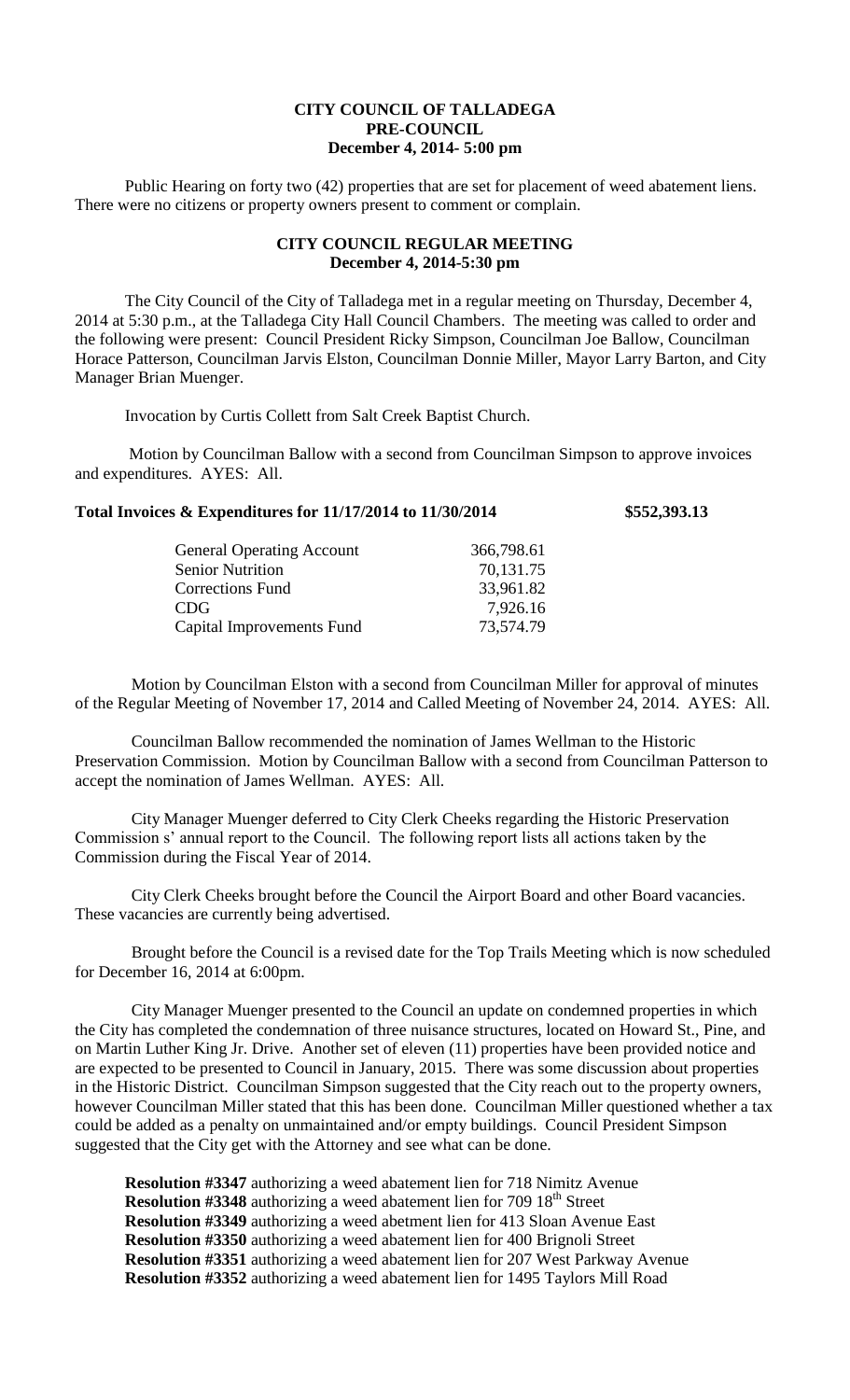**CITY COUNCIL OF TALLADEGA**
**PRE-COUNCIL**
**December 4, 2014- 5:00 pm**

Public Hearing on forty two (42) properties that are set for placement of weed abatement liens. There were no citizens or property owners present to comment or complain.

**CITY COUNCIL REGULAR MEETING**
**December 4, 2014-5:30 pm**

The City Council of the City of Talladega met in a regular meeting on Thursday, December 4, 2014 at 5:30 p.m., at the Talladega City Hall Council Chambers. The meeting was called to order and the following were present: Council President Ricky Simpson, Councilman Joe Ballow, Councilman Horace Patterson, Councilman Jarvis Elston, Councilman Donnie Miller, Mayor Larry Barton, and City Manager Brian Muenger.

Invocation by Curtis Collett from Salt Creek Baptist Church.

Motion by Councilman Ballow with a second from Councilman Simpson to approve invoices and expenditures. AYES: All.

**Total Invoices & Expenditures for 11/17/2014 to 11/30/2014** **\$552,393.13**

| | |
|---|---|
| General Operating Account | 366,798.61 |
| Senior Nutrition | 70,131.75 |
| Corrections Fund | 33,961.82 |
| CDG | 7,926.16 |
| Capital Improvements Fund | 73,574.79 |

Motion by Councilman Elston with a second from Councilman Miller for approval of minutes of the Regular Meeting of November 17, 2014 and Called Meeting of November 24, 2014. AYES: All.

Councilman Ballow recommended the nomination of James Wellman to the Historic Preservation Commission. Motion by Councilman Ballow with a second from Councilman Patterson to accept the nomination of James Wellman. AYES: All.

City Manager Muenger deferred to City Clerk Cheeks regarding the Historic Preservation Commission s' annual report to the Council. The following report lists all actions taken by the Commission during the Fiscal Year of 2014.

City Clerk Cheeks brought before the Council the Airport Board and other Board vacancies. These vacancies are currently being advertised.

Brought before the Council is a revised date for the Top Trails Meeting which is now scheduled for December 16, 2014 at 6:00pm.

City Manager Muenger presented to the Council an update on condemned properties in which the City has completed the condemnation of three nuisance structures, located on Howard St., Pine, and on Martin Luther King Jr. Drive. Another set of eleven (11) properties have been provided notice and are expected to be presented to Council in January, 2015. There was some discussion about properties in the Historic District. Councilman Simpson suggested that the City reach out to the property owners, however Councilman Miller stated that this has been done. Councilman Miller questioned whether a tax could be added as a penalty on unmaintained and/or empty buildings. Council President Simpson suggested that the City get with the Attorney and see what can be done.

**Resolution #3347** authorizing a weed abatement lien for 718 Nimitz Avenue
**Resolution #3348** authorizing a weed abatement lien for 709 18th Street
**Resolution #3349** authorizing a weed abetment lien for 413 Sloan Avenue East
**Resolution #3350** authorizing a weed abatement lien for 400 Brignoli Street
**Resolution #3351** authorizing a weed abatement lien for 207 West Parkway Avenue
**Resolution #3352** authorizing a weed abatement lien for 1495 Taylors Mill Road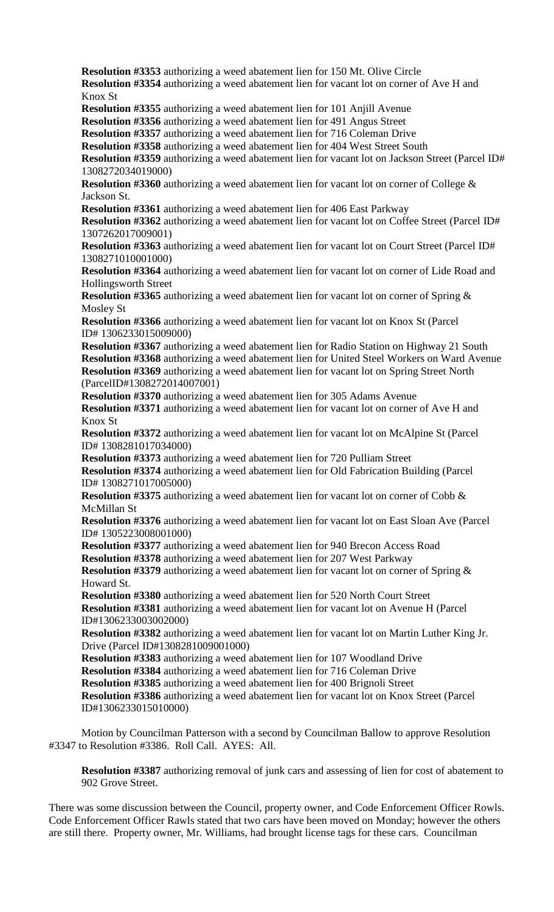**Resolution #3353** authorizing a weed abatement lien for 150 Mt. Olive Circle
**Resolution #3354** authorizing a weed abatement lien for vacant lot on corner of Ave H and Knox St
**Resolution #3355** authorizing a weed abatement lien for 101 Anjill Avenue
**Resolution #3356** authorizing a weed abatement lien for 491 Angus Street
**Resolution #3357** authorizing a weed abatement lien for 716 Coleman Drive
**Resolution #3358** authorizing a weed abatement lien for 404 West Street South
**Resolution #3359** authorizing a weed abatement lien for vacant lot on Jackson Street (Parcel ID# 1308272034019000)
**Resolution #3360** authorizing a weed abatement lien for vacant lot on corner of College & Jackson St.
**Resolution #3361** authorizing a weed abatement lien for 406 East Parkway
**Resolution #3362** authorizing a weed abatement lien for vacant lot on Coffee Street (Parcel ID# 1307262017009001)
**Resolution #3363** authorizing a weed abatement lien for vacant lot on Court Street (Parcel ID# 1308271010001000)
**Resolution #3364** authorizing a weed abatement lien for vacant lot on corner of Lide Road and Hollingsworth Street
**Resolution #3365** authorizing a weed abatement lien for vacant lot on corner of Spring & Mosley St
**Resolution #3366** authorizing a weed abatement lien for vacant lot on Knox St (Parcel ID# 1306233015009000)
**Resolution #3367** authorizing a weed abatement lien for Radio Station on Highway 21 South
**Resolution #3368** authorizing a weed abatement lien for United Steel Workers on Ward Avenue
**Resolution #3369** authorizing a weed abatement lien for vacant lot on Spring Street North (ParcelID#1308272014007001)
**Resolution #3370** authorizing a weed abatement lien for 305 Adams Avenue
**Resolution #3371** authorizing a weed abatement lien for vacant lot on corner of Ave H and Knox St
**Resolution #3372** authorizing a weed abatement lien for vacant lot on McAlpine St (Parcel ID# 1308281017034000)
**Resolution #3373** authorizing a weed abatement lien for 720 Pulliam Street
**Resolution #3374** authorizing a weed abatement lien for Old Fabrication Building (Parcel ID# 1308271017005000)
**Resolution #3375** authorizing a weed abatement lien for vacant lot on corner of Cobb & McMillan St
**Resolution #3376** authorizing a weed abatement lien for vacant lot on East Sloan Ave (Parcel ID# 1305223008001000)
**Resolution #3377** authorizing a weed abatement lien for 940 Brecon Access Road
**Resolution #3378** authorizing a weed abatement lien for 207 West Parkway
**Resolution #3379** authorizing a weed abatement lien for vacant lot on corner of Spring & Howard St.
**Resolution #3380** authorizing a weed abatement lien for 520 North Court Street
**Resolution #3381** authorizing a weed abatement lien for vacant lot on Avenue H (Parcel ID#1306233003002000)
**Resolution #3382** authorizing a weed abatement lien for vacant lot on Martin Luther King Jr. Drive (Parcel ID#1308281009001000)
**Resolution #3383** authorizing a weed abatement lien for 107 Woodland Drive
**Resolution #3384** authorizing a weed abatement lien for 716 Coleman Drive
**Resolution #3385** authorizing a weed abatement lien for 400 Brignoli Street
**Resolution #3386** authorizing a weed abatement lien for vacant lot on Knox Street (Parcel ID#1306233015010000)

Motion by Councilman Patterson with a second by Councilman Ballow to approve Resolution #3347 to Resolution #3386. Roll Call. AYES: All.

**Resolution #3387** authorizing removal of junk cars and assessing of lien for cost of abatement to 902 Grove Street.

There was some discussion between the Council, property owner, and Code Enforcement Officer Rowls. Code Enforcement Officer Rawls stated that two cars have been moved on Monday; however the others are still there. Property owner, Mr. Williams, had brought license tags for these cars. Councilman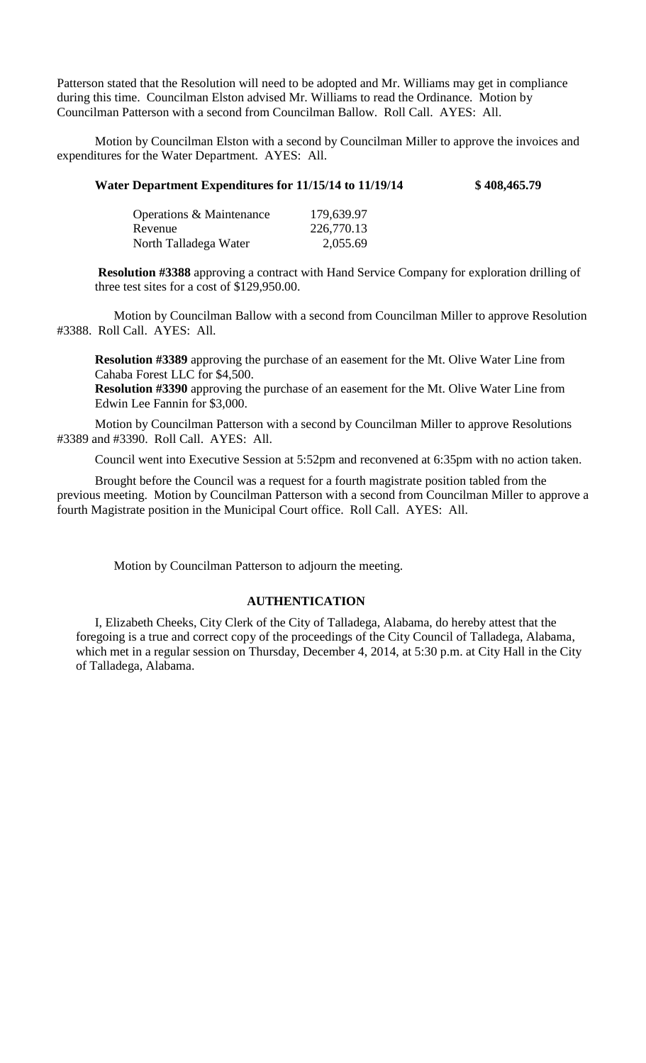Patterson stated that the Resolution will need to be adopted and Mr. Williams may get in compliance during this time. Councilman Elston advised Mr. Williams to read the Ordinance. Motion by Councilman Patterson with a second from Councilman Ballow. Roll Call. AYES: All.

Motion by Councilman Elston with a second by Councilman Miller to approve the invoices and expenditures for the Water Department. AYES: All.

**Water Department Expenditures for 11/15/14 to 11/19/14 $ 408,465.79**

| | |
|---|---|
| Operations & Maintenance | 179,639.97 |
| Revenue | 226,770.13 |
| North Talladega Water | 2,055.69 |

**Resolution #3388** approving a contract with Hand Service Company for exploration drilling of three test sites for a cost of $129,950.00.

Motion by Councilman Ballow with a second from Councilman Miller to approve Resolution #3388. Roll Call. AYES: All.

**Resolution #3389** approving the purchase of an easement for the Mt. Olive Water Line from Cahaba Forest LLC for $4,500.

**Resolution #3390** approving the purchase of an easement for the Mt. Olive Water Line from Edwin Lee Fannin for $3,000.

Motion by Councilman Patterson with a second by Councilman Miller to approve Resolutions #3389 and #3390. Roll Call. AYES: All.

Council went into Executive Session at 5:52pm and reconvened at 6:35pm with no action taken.

Brought before the Council was a request for a fourth magistrate position tabled from the previous meeting. Motion by Councilman Patterson with a second from Councilman Miller to approve a fourth Magistrate position in the Municipal Court office. Roll Call. AYES: All.

Motion by Councilman Patterson to adjourn the meeting.

**AUTHENTICATION**

I, Elizabeth Cheeks, City Clerk of the City of Talladega, Alabama, do hereby attest that the foregoing is a true and correct copy of the proceedings of the City Council of Talladega, Alabama, which met in a regular session on Thursday, December 4, 2014, at 5:30 p.m. at City Hall in the City of Talladega, Alabama.